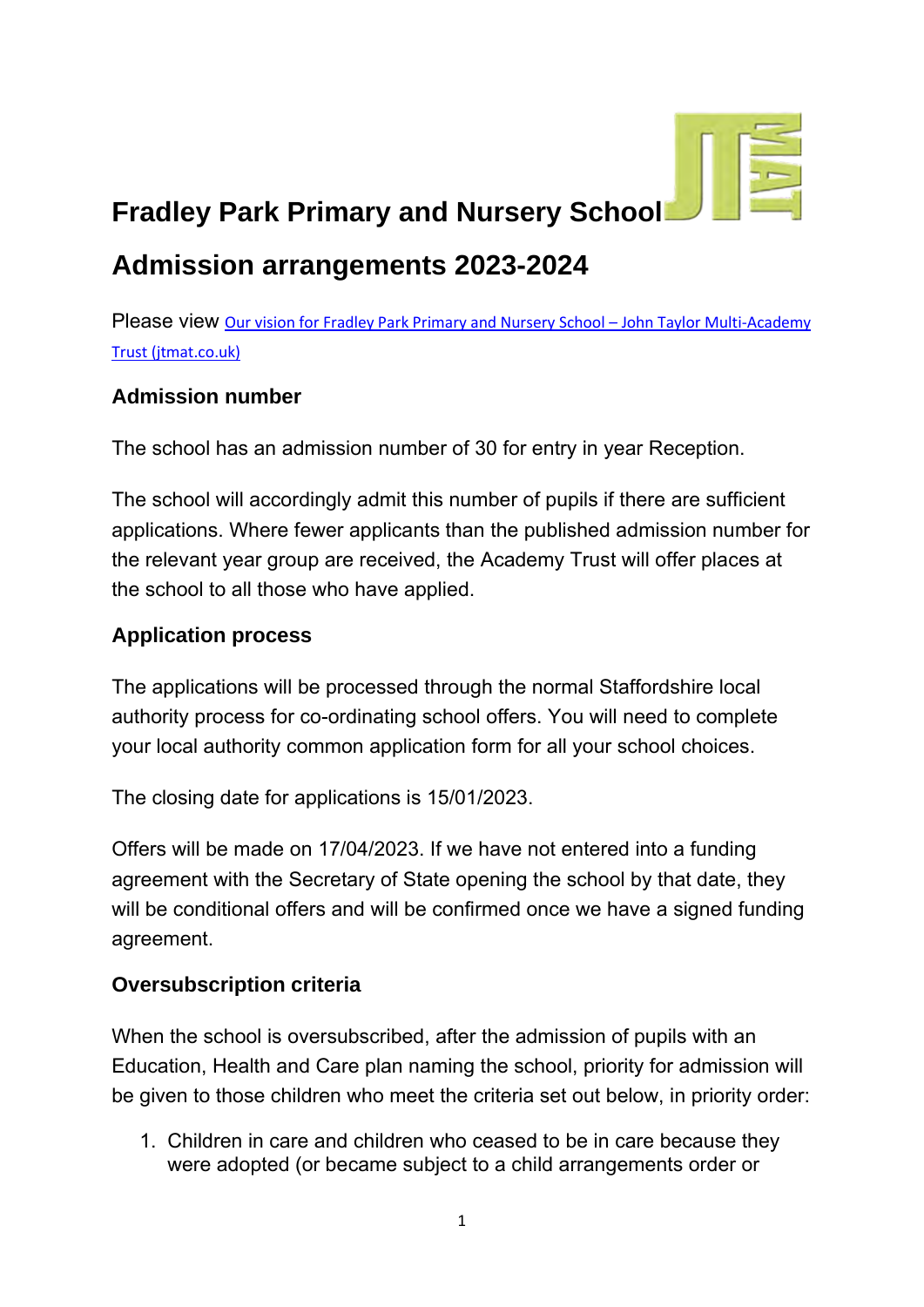# Fradley Park Primary and Nursery School

# Admission arrangements 2023-2024

Please view [Our vision for Fradley Park Primary and Nursery School – John Taylor Multi-Academy Trust (jtmat.co.uk)](jtmat.co.uk)

## Admission number

The school has an admission number of 30 for entry in year Reception.

The school will accordingly admit this number of pupils if there are sufficient applications. Where fewer applicants than the published admission number for the relevant year group are received, the Academy Trust will offer places at the school to all those who have applied.

## Application process

The applications will be processed through the normal Staffordshire local authority process for co-ordinating school offers. You will need to complete your local authority common application form for all your school choices.

The closing date for applications is 15/01/2023.

Offers will be made on 17/04/2023. If we have not entered into a funding agreement with the Secretary of State opening the school by that date, they will be conditional offers and will be confirmed once we have a signed funding agreement.

## Oversubscription criteria

When the school is oversubscribed, after the admission of pupils with an Education, Health and Care plan naming the school, priority for admission will be given to those children who meet the criteria set out below, in priority order:

1. Children in care and children who ceased to be in care because they were adopted (or became subject to a child arrangements order or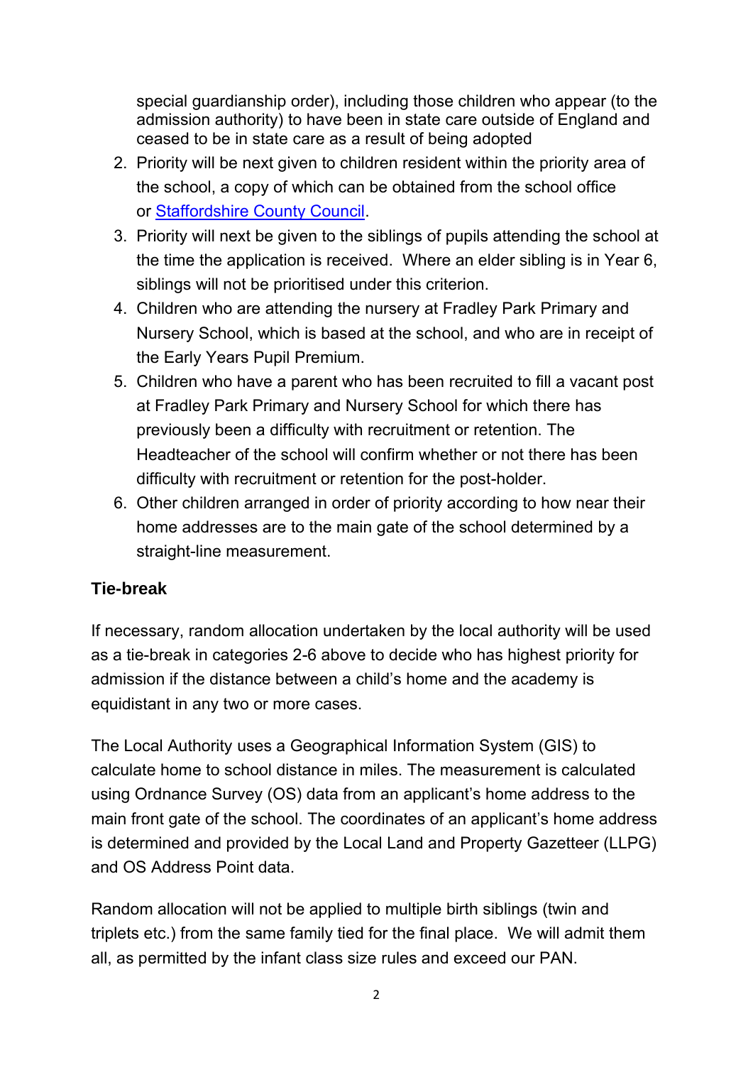special guardianship order), including those children who appear (to the admission authority) to have been in state care outside of England and ceased to be in state care as a result of being adopted

2. Priority will be next given to children resident within the priority area of the school, a copy of which can be obtained from the school office or Staffordshire County Council.
3. Priority will next be given to the siblings of pupils attending the school at the time the application is received. Where an elder sibling is in Year 6, siblings will not be prioritised under this criterion.
4. Children who are attending the nursery at Fradley Park Primary and Nursery School, which is based at the school, and who are in receipt of the Early Years Pupil Premium.
5. Children who have a parent who has been recruited to fill a vacant post at Fradley Park Primary and Nursery School for which there has previously been a difficulty with recruitment or retention. The Headteacher of the school will confirm whether or not there has been difficulty with recruitment or retention for the post-holder.
6. Other children arranged in order of priority according to how near their home addresses are to the main gate of the school determined by a straight-line measurement.

**Tie-break**

If necessary, random allocation undertaken by the local authority will be used as a tie-break in categories 2-6 above to decide who has highest priority for admission if the distance between a child's home and the academy is equidistant in any two or more cases.

The Local Authority uses a Geographical Information System (GIS) to calculate home to school distance in miles. The measurement is calculated using Ordnance Survey (OS) data from an applicant's home address to the main front gate of the school. The coordinates of an applicant's home address is determined and provided by the Local Land and Property Gazetteer (LLPG) and OS Address Point data.

Random allocation will not be applied to multiple birth siblings (twin and triplets etc.) from the same family tied for the final place. We will admit them all, as permitted by the infant class size rules and exceed our PAN.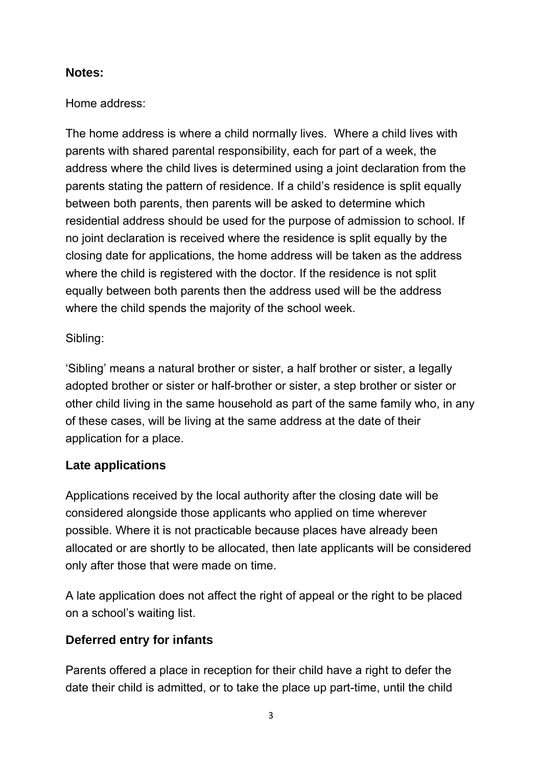## Notes:

Home address:

The home address is where a child normally lives.  Where a child lives with parents with shared parental responsibility, each for part of a week, the address where the child lives is determined using a joint declaration from the parents stating the pattern of residence. If a child's residence is split equally between both parents, then parents will be asked to determine which residential address should be used for the purpose of admission to school. If no joint declaration is received where the residence is split equally by the closing date for applications, the home address will be taken as the address where the child is registered with the doctor. If the residence is not split equally between both parents then the address used will be the address where the child spends the majority of the school week.

Sibling:

'Sibling' means a natural brother or sister, a half brother or sister, a legally adopted brother or sister or half-brother or sister, a step brother or sister or other child living in the same household as part of the same family who, in any of these cases, will be living at the same address at the date of their application for a place.

## Late applications

Applications received by the local authority after the closing date will be considered alongside those applicants who applied on time wherever possible. Where it is not practicable because places have already been allocated or are shortly to be allocated, then late applicants will be considered only after those that were made on time.

A late application does not affect the right of appeal or the right to be placed on a school's waiting list.

## Deferred entry for infants

Parents offered a place in reception for their child have a right to defer the date their child is admitted, or to take the place up part-time, until the child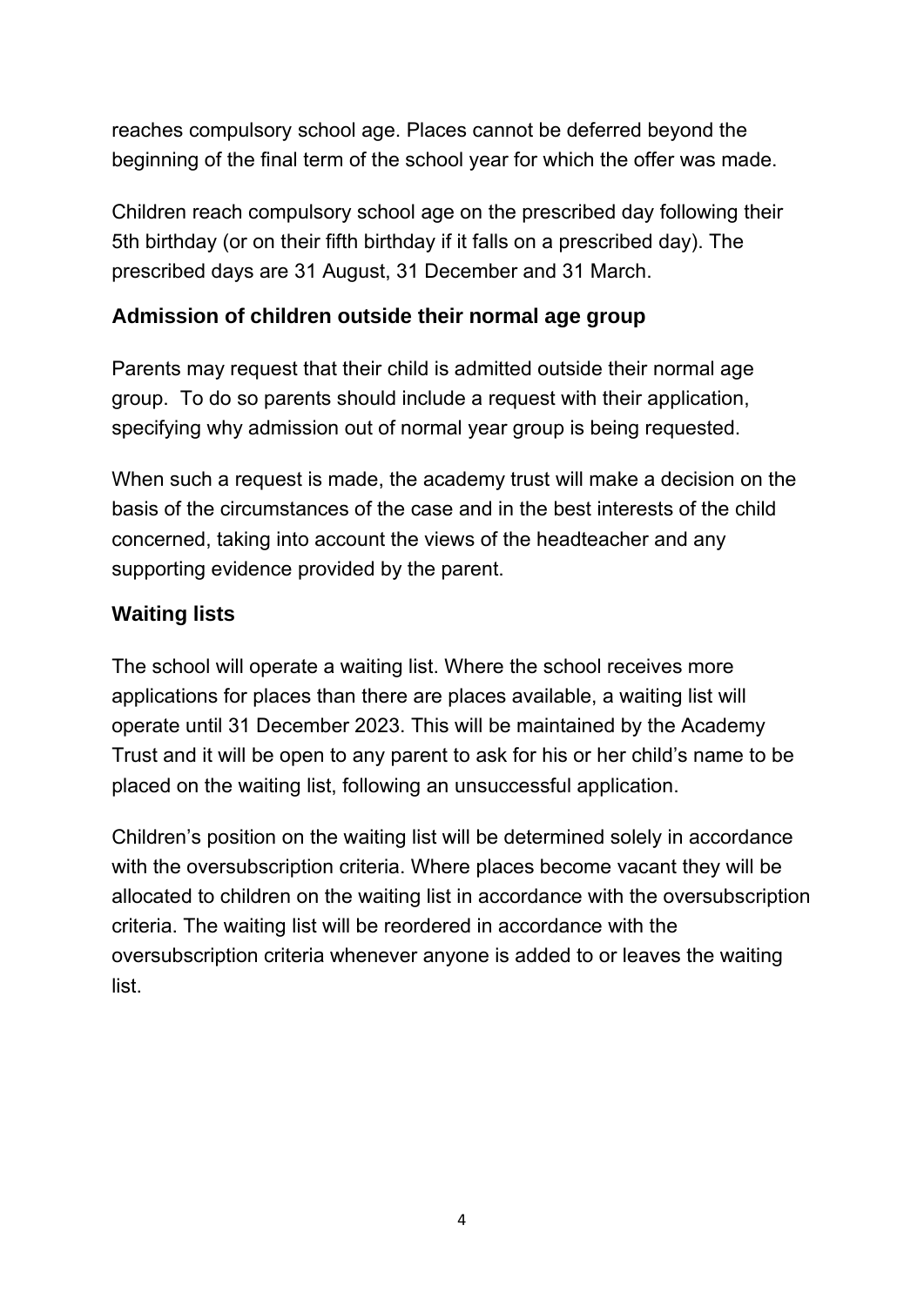reaches compulsory school age. Places cannot be deferred beyond the beginning of the final term of the school year for which the offer was made.

Children reach compulsory school age on the prescribed day following their 5th birthday (or on their fifth birthday if it falls on a prescribed day). The prescribed days are 31 August, 31 December and 31 March.

## Admission of children outside their normal age group

Parents may request that their child is admitted outside their normal age group. To do so parents should include a request with their application, specifying why admission out of normal year group is being requested.

When such a request is made, the academy trust will make a decision on the basis of the circumstances of the case and in the best interests of the child concerned, taking into account the views of the headteacher and any supporting evidence provided by the parent.

## Waiting lists

The school will operate a waiting list. Where the school receives more applications for places than there are places available, a waiting list will operate until 31 December 2023. This will be maintained by the Academy Trust and it will be open to any parent to ask for his or her child's name to be placed on the waiting list, following an unsuccessful application.

Children's position on the waiting list will be determined solely in accordance with the oversubscription criteria. Where places become vacant they will be allocated to children on the waiting list in accordance with the oversubscription criteria. The waiting list will be reordered in accordance with the oversubscription criteria whenever anyone is added to or leaves the waiting list.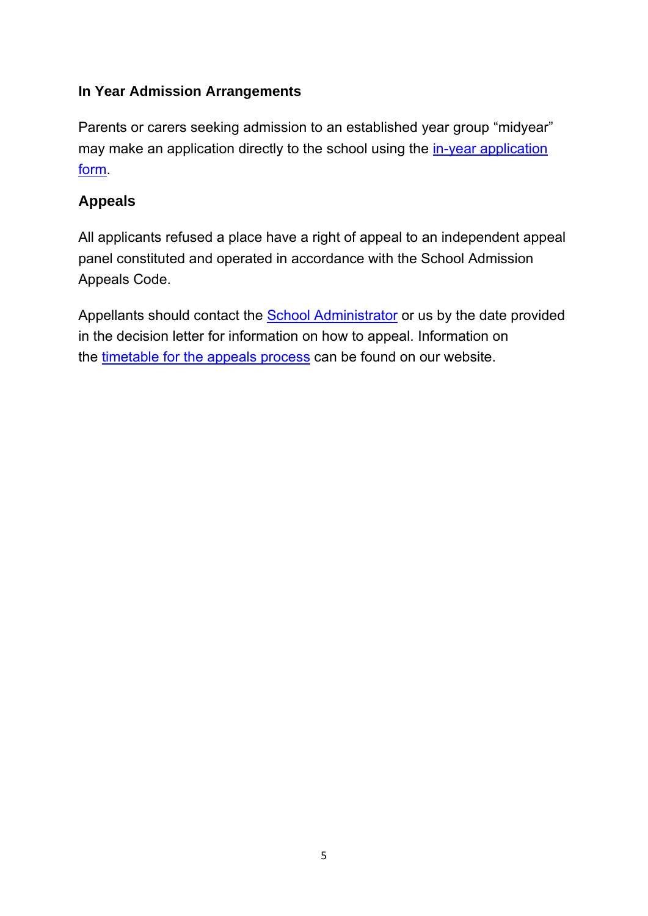### In Year Admission Arrangements

Parents or carers seeking admission to an established year group "midyear" may make an application directly to the school using the in-year application form.

### Appeals

All applicants refused a place have a right of appeal to an independent appeal panel constituted and operated in accordance with the School Admission Appeals Code.

Appellants should contact the School Administrator or us by the date provided in the decision letter for information on how to appeal. Information on the timetable for the appeals process can be found on our website.